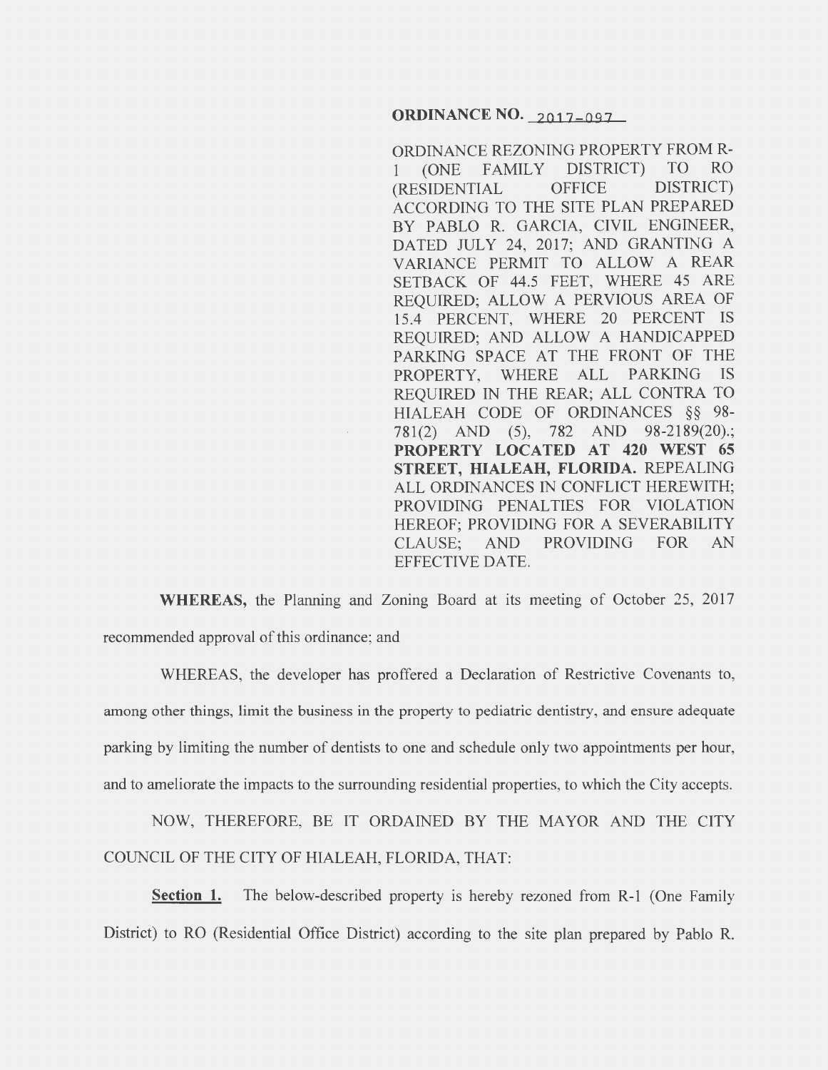**ORDINANCE NO. 2017-097**

ORDINANCE REZONING PROPERTY FROM R-1 (ONE FAMILY DISTRICT) TO RO (RESIDENTIAL OFFICE DISTRICT) ACCORDING TO THE SITE PLAN PREPARED BY PABLO R. GARCIA, CIVIL ENGINEER, DATED JULY 24, 2017; AND GRANTING A VARIANCE PERMIT TO ALLOW A REAR SETBACK OF 44.5 FEET, WHERE 45 ARE REQUIRED; ALLOW A PERVIOUS AREA OF 15.4 PERCENT, WHERE 20 PERCENT IS REQUIRED; AND ALLOW A HANDICAPPED PARKING SPACE AT THE FRONT OF THE PROPERTY, WHERE ALL PARKING IS REQUIRED IN THE REAR; ALL CONTRA TO HIALEAH CODE OF ORDINANCES §§ 98-781(2) AND (5), 782 AND 98-2189(20).; **PROPERTY LOCATED AT 420 WEST 65 STREET, HIALEAH, FLORIDA.** REPEALING ALL ORDINANCES IN CONFLICT HEREWITH; PROVIDING PENALTIES FOR VIOLATION HEREOF; PROVIDING FOR A SEVERABILITY CLAUSE; AND PROVIDING FOR AN EFFECTIVE DATE.

**WHEREAS,** the Planning and Zoning Board at its meeting of October 25, 2017 recommended approval of this ordinance; and

WHEREAS, the developer has proffered a Declaration of Restrictive Covenants to, among other things, limit the business in the property to pediatric dentistry, and ensure adequate parking by limiting the number of dentists to one and schedule only two appointments per hour, and to ameliorate the impacts to the surrounding residential properties, to which the City accepts.

NOW, THEREFORE, BE IT ORDAINED BY THE MAYOR AND THE CITY COUNCIL OF THE CITY OF HIALEAH, FLORIDA, THAT:

**Section 1.** The below-described property is hereby rezoned from R-1 (One Family District) to RO (Residential Office District) according to the site plan prepared by Pablo R.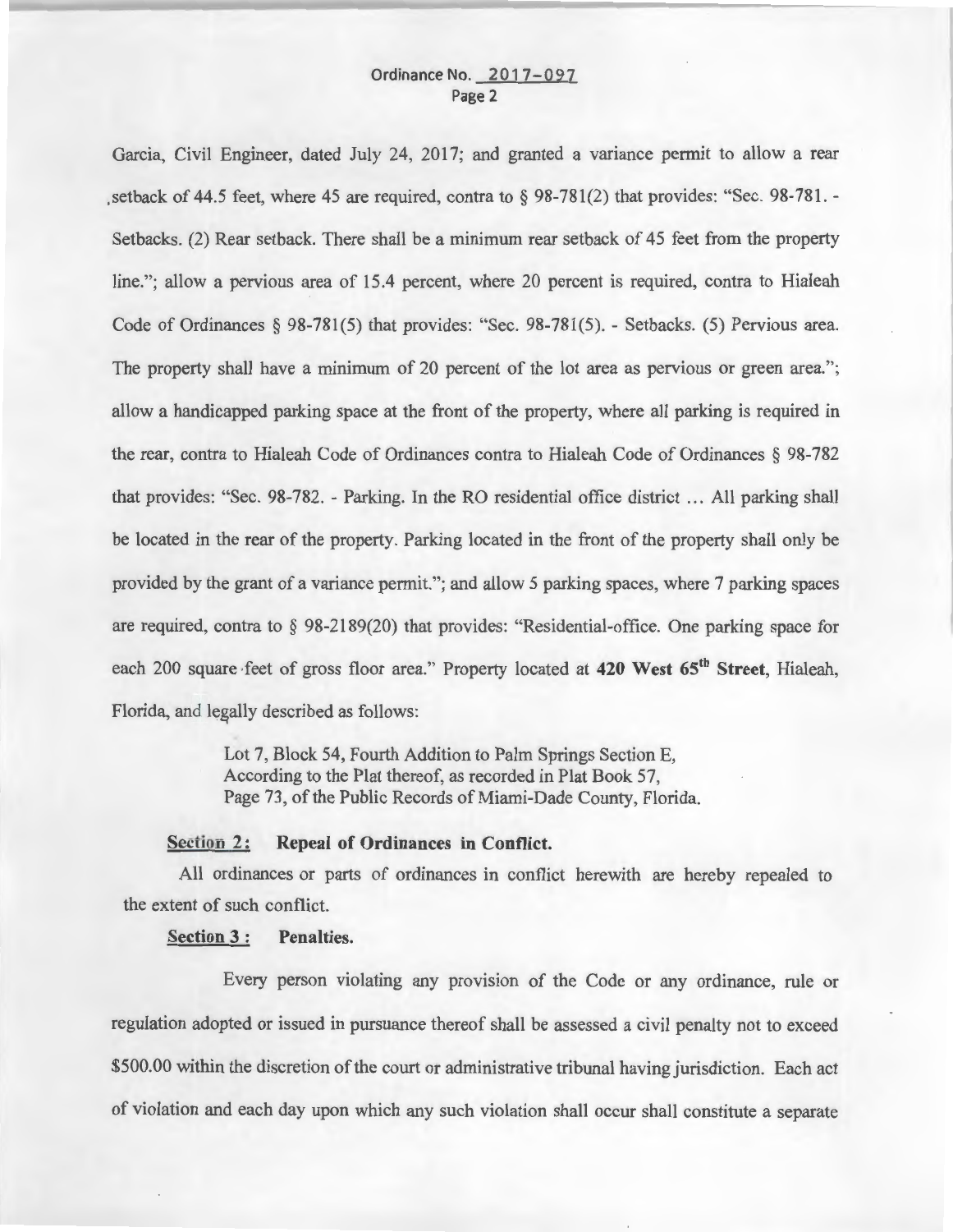Garcia, Civil Engineer, dated July 24, 2017; and granted a variance permit to allow a rear setback of 44.5 feet, where 45 are required, contra to § 98-781(2) that provides: "Sec. 98-781. - Setbacks. (2) Rear setback. There shall be a minimum rear setback of 45 feet from the property line."; allow a pervious area of 15.4 percent, where 20 percent is required, contra to Hialeah Code of Ordinances § 98-781(5) that provides: "Sec. 98-781(5). - Setbacks. (5) Pervious area. The property shall have a minimum of 20 percent of the lot area as pervious or green area."; allow a handicapped parking space at the front of the property, where all parking is required in the rear, contra to Hialeah Code of Ordinances contra to Hialeah Code of Ordinances § 98-782 that provides: "Sec. 98-782. - Parking. In the RO residential office district … All parking shall be located in the rear of the property. Parking located in the front of the property shall only be provided by the grant of a variance permit."; and allow 5 parking spaces, where 7 parking spaces are required, contra to § 98-2189(20) that provides: "Residential-office. One parking space for each 200 square feet of gross floor area." Property located at **420 West 65th Street**, Hialeah, Florida, and legally described as follows:

> Lot 7, Block 54, Fourth Addition to Palm Springs Section E,
> According to the Plat thereof, as recorded in Plat Book 57,
> Page 73, of the Public Records of Miami-Dade County, Florida.

**Section 2: Repeal of Ordinances in Conflict.**

All ordinances or parts of ordinances in conflict herewith are hereby repealed to the extent of such conflict.

**Section 3: Penalties.**

Every person violating any provision of the Code or any ordinance, rule or regulation adopted or issued in pursuance thereof shall be assessed a civil penalty not to exceed $500.00 within the discretion of the court or administrative tribunal having jurisdiction. Each act of violation and each day upon which any such violation shall occur shall constitute a separate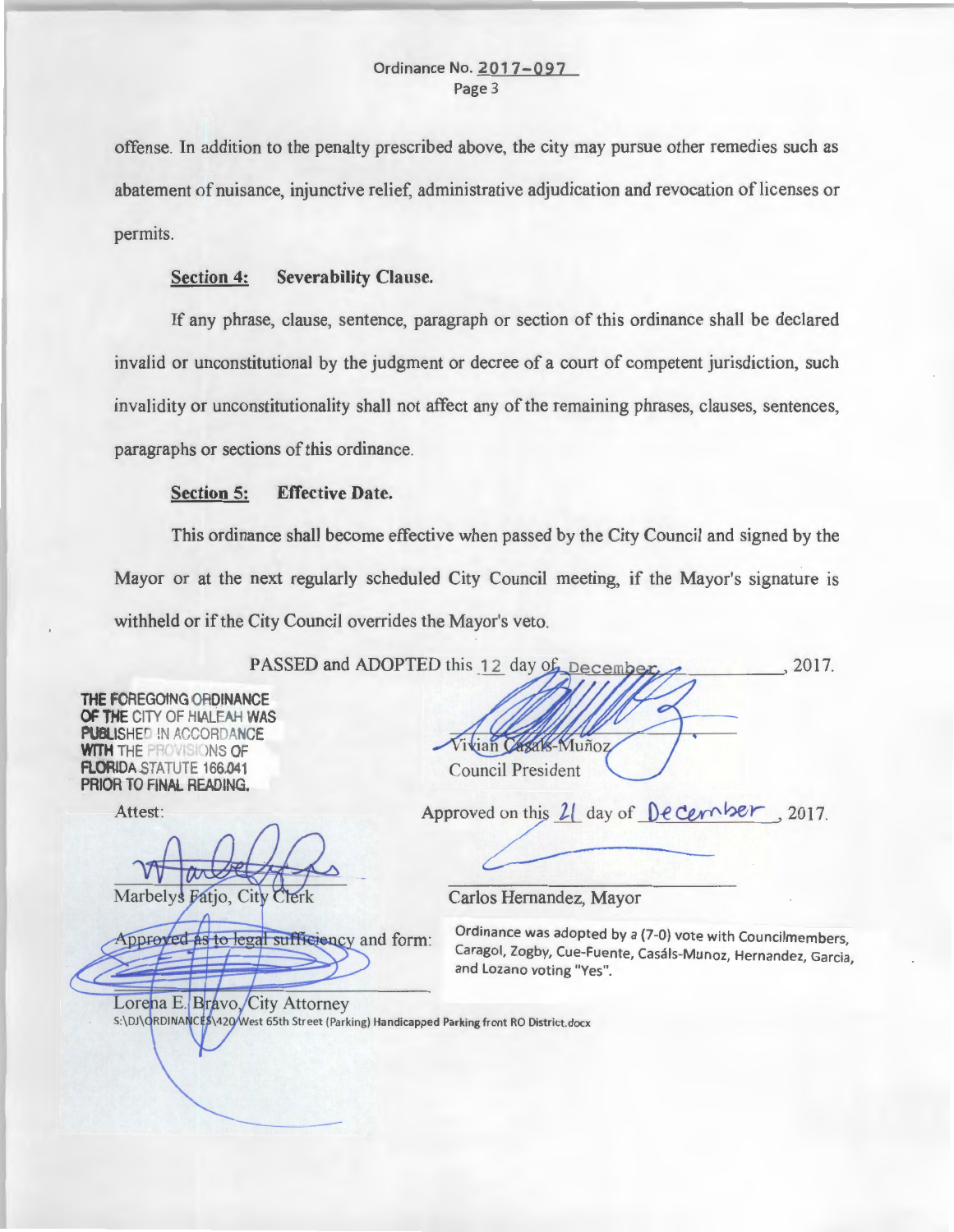offense. In addition to the penalty prescribed above, the city may pursue other remedies such as abatement of nuisance, injunctive relief, administrative adjudication and revocation of licenses or permits.

**Section 4: Severability Clause.**

If any phrase, clause, sentence, paragraph or section of this ordinance shall be declared invalid or unconstitutional by the judgment or decree of a court of competent jurisdiction, such invalidity or unconstitutionality shall not affect any of the remaining phrases, clauses, sentences, paragraphs or sections of this ordinance.

**Section 5: Effective Date.**

This ordinance shall become effective when passed by the City Council and signed by the Mayor or at the next regularly scheduled City Council meeting, if the Mayor's signature is withheld or if the City Council overrides the Mayor's veto.

PASSED and ADOPTED this 12 day of December, 2017.

THE FOREGOING ORDINANCE OF THE CITY OF HIALEAH WAS PUBLISHED IN ACCORDANCE WITH THE PROVISIONS OF FLORIDA STATUTE 166.041 PRIOR TO FINAL READING.

Vivian Casals-Muñoz
Council President

Attest:

Approved on this 21 day of December, 2017.

Marbelys Fatjo, City Clerk

Carlos Hernandez, Mayor

Approved as to legal sufficiency and form:

Ordinance was adopted by a (7-0) vote with Councilmembers, Caragol, Zogby, Cue-Fuente, Casáls-Munoz, Hernandez, Garcia, and Lozano voting "Yes".

Lorena E. Bravo, City Attorney

S:\DJ\ORDINANCES\420 West 65th Street (Parking) Handicapped Parking front RO District.docx